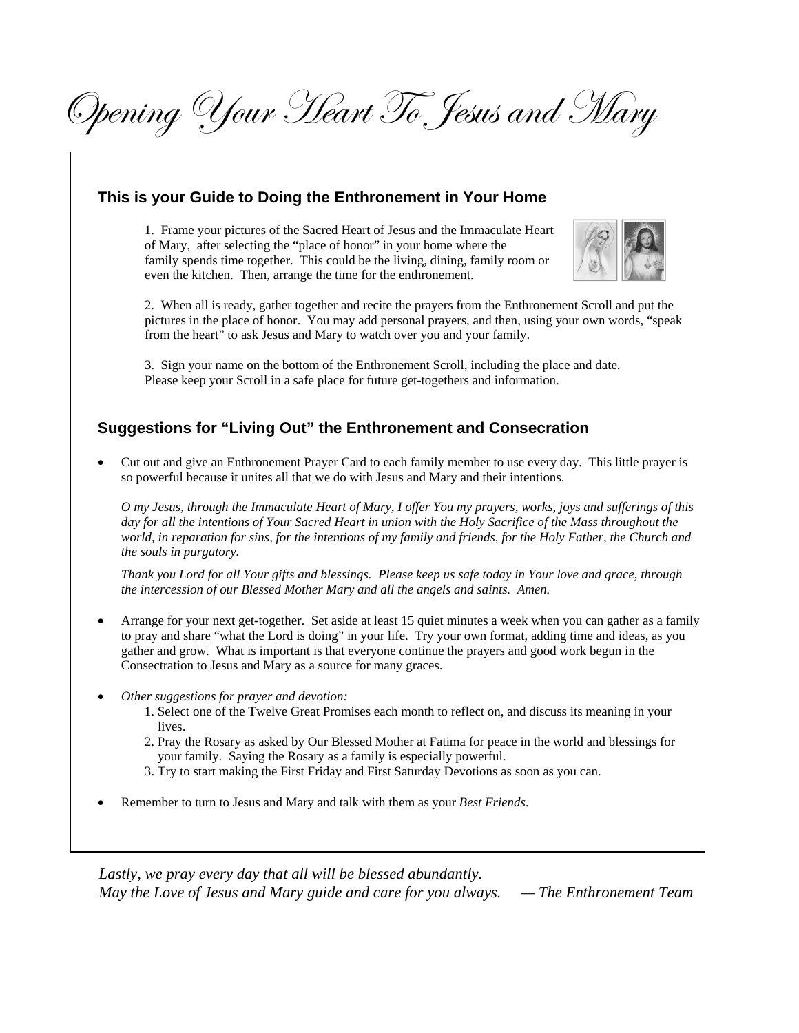# Opening Your Heart To Jesus and Mary

## This is your Guide to Doing the Enthronement in Your Home

1. Frame your pictures of the Sacred Heart of Jesus and the Immaculate Heart of Mary, after selecting the "place of honor" in your home where the family spends time together. This could be the living, dining, family room or even the kitchen. Then, arrange the time for the enthronement.

2. When all is ready, gather together and recite the prayers from the Enthronement Scroll and put the pictures in the place of honor. You may add personal prayers, and then, using your own words, "speak from the heart" to ask Jesus and Mary to watch over you and your family.

3. Sign your name on the bottom of the Enthronement Scroll, including the place and date. Please keep your Scroll in a safe place for future get-togethers and information.

## Suggestions for "Living Out" the Enthronement and Consecration

- Cut out and give an Enthronement Prayer Card to each family member to use every day. This little prayer is so powerful because it unites all that we do with Jesus and Mary and their intentions.

  *O my Jesus, through the Immaculate Heart of Mary, I offer You my prayers, works, joys and sufferings of this day for all the intentions of Your Sacred Heart in union with the Holy Sacrifice of the Mass throughout the world, in reparation for sins, for the intentions of my family and friends, for the Holy Father, the Church and the souls in purgatory.*

  *Thank you Lord for all Your gifts and blessings. Please keep us safe today in Your love and grace, through the intercession of our Blessed Mother Mary and all the angels and saints. Amen.*

- Arrange for your next get-together. Set aside at least 15 quiet minutes a week when you can gather as a family to pray and share "what the Lord is doing" in your life. Try your own format, adding time and ideas, as you gather and grow. What is important is that everyone continue the prayers and good work begun in the Consectration to Jesus and Mary as a source for many graces.

- *Other suggestions for prayer and devotion:*
  1. Select one of the Twelve Great Promises each month to reflect on, and discuss its meaning in your lives.
  2. Pray the Rosary as asked by Our Blessed Mother at Fatima for peace in the world and blessings for your family. Saying the Rosary as a family is especially powerful.
  3. Try to start making the First Friday and First Saturday Devotions as soon as you can.

- Remember to turn to Jesus and Mary and talk with them as your *Best Friends*.

*Lastly, we pray every day that all will be blessed abundantly.*
*May the Love of Jesus and Mary guide and care for you always. — The Enthronement Team*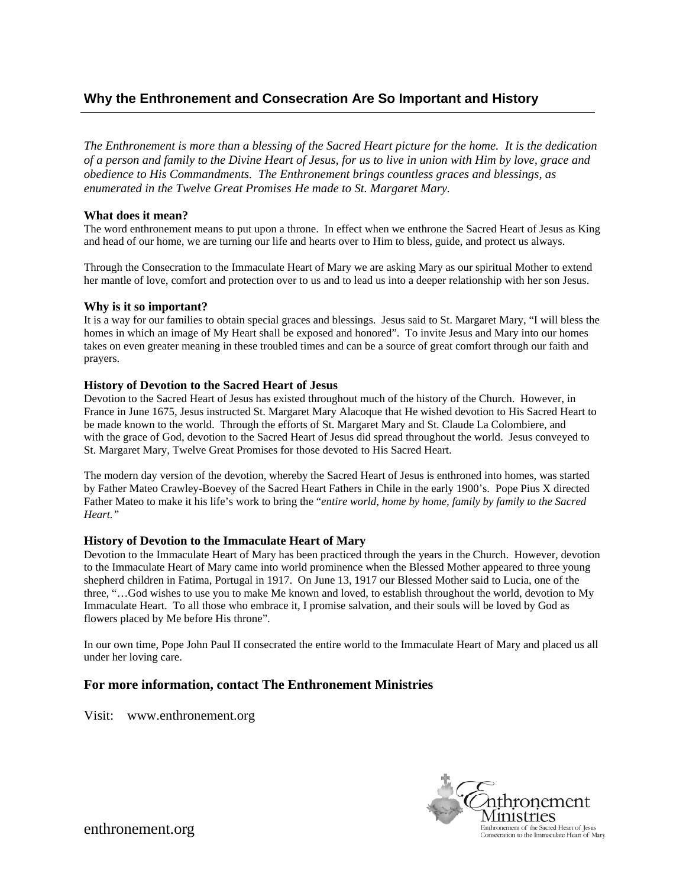## Why the Enthronement and Consecration Are So Important and History

*The Enthronement is more than a blessing of the Sacred Heart picture for the home. It is the dedication of a person and family to the Divine Heart of Jesus, for us to live in union with Him by love, grace and obedience to His Commandments. The Enthronement brings countless graces and blessings, as enumerated in the Twelve Great Promises He made to St. Margaret Mary.*

### What does it mean?

The word enthronement means to put upon a throne. In effect when we enthrone the Sacred Heart of Jesus as King and head of our home, we are turning our life and hearts over to Him to bless, guide, and protect us always.

Through the Consecration to the Immaculate Heart of Mary we are asking Mary as our spiritual Mother to extend her mantle of love, comfort and protection over to us and to lead us into a deeper relationship with her son Jesus.

### Why is it so important?

It is a way for our families to obtain special graces and blessings. Jesus said to St. Margaret Mary, "I will bless the homes in which an image of My Heart shall be exposed and honored". To invite Jesus and Mary into our homes takes on even greater meaning in these troubled times and can be a source of great comfort through our faith and prayers.

### History of Devotion to the Sacred Heart of Jesus

Devotion to the Sacred Heart of Jesus has existed throughout much of the history of the Church. However, in France in June 1675, Jesus instructed St. Margaret Mary Alacoque that He wished devotion to His Sacred Heart to be made known to the world. Through the efforts of St. Margaret Mary and St. Claude La Colombiere, and with the grace of God, devotion to the Sacred Heart of Jesus did spread throughout the world. Jesus conveyed to St. Margaret Mary, Twelve Great Promises for those devoted to His Sacred Heart.

The modern day version of the devotion, whereby the Sacred Heart of Jesus is enthroned into homes, was started by Father Mateo Crawley-Boevey of the Sacred Heart Fathers in Chile in the early 1900's. Pope Pius X directed Father Mateo to make it his life's work to bring the "*entire world, home by home, family by family to the Sacred Heart."*

### History of Devotion to the Immaculate Heart of Mary

Devotion to the Immaculate Heart of Mary has been practiced through the years in the Church. However, devotion to the Immaculate Heart of Mary came into world prominence when the Blessed Mother appeared to three young shepherd children in Fatima, Portugal in 1917. On June 13, 1917 our Blessed Mother said to Lucia, one of the three, "…God wishes to use you to make Me known and loved, to establish throughout the world, devotion to My Immaculate Heart. To all those who embrace it, I promise salvation, and their souls will be loved by God as flowers placed by Me before His throne".

In our own time, Pope John Paul II consecrated the entire world to the Immaculate Heart of Mary and placed us all under her loving care.

### For more information, contact The Enthronement Ministries

Visit: www.enthronement.org

Enthronement Ministries
Enthronement of the Sacred Heart of Jesus
Consecration to the Immaculate Heart of Mary